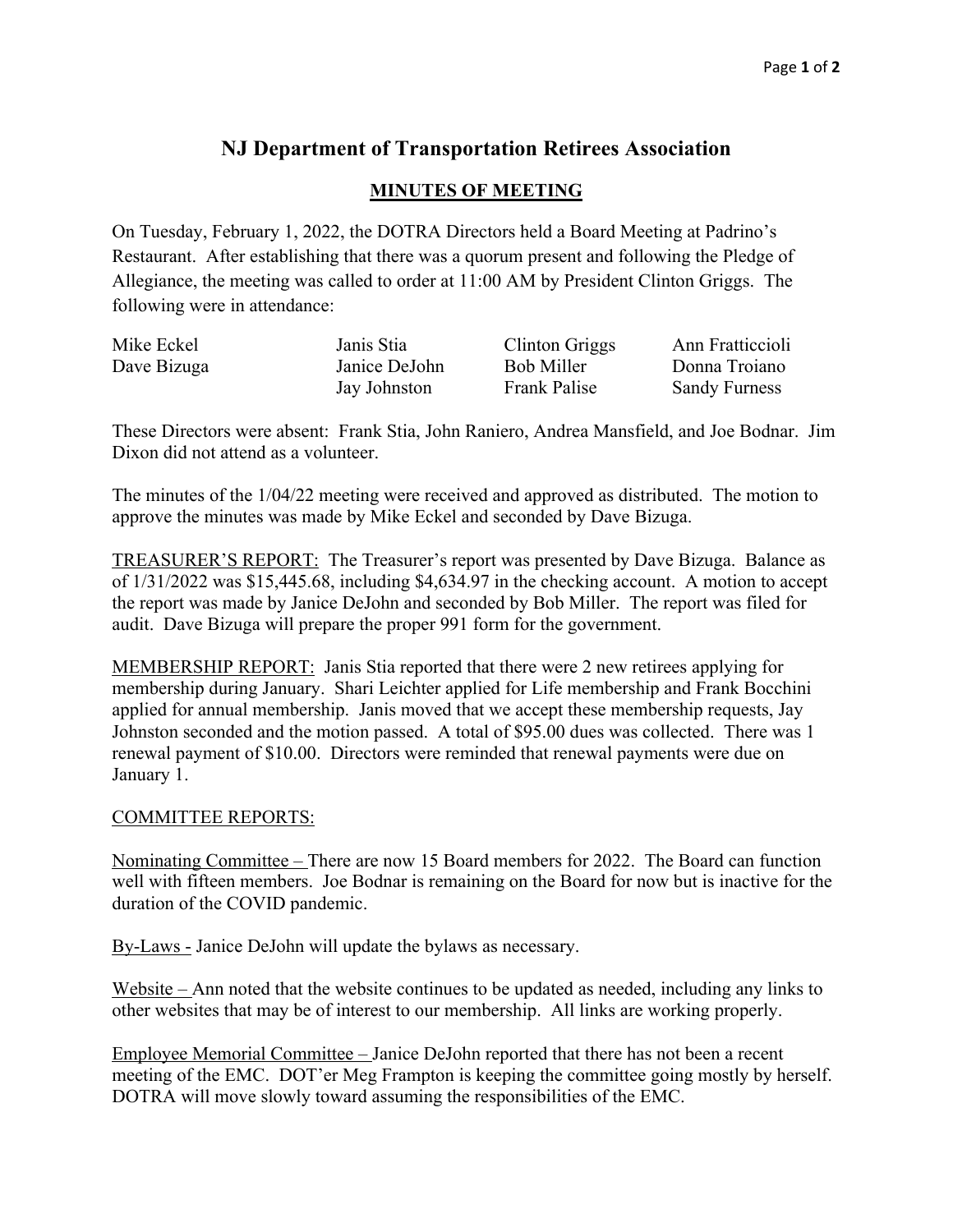# NJ Department of Transportation Retirees Association

## MINUTES OF MEETING

On Tuesday, February 1, 2022, the DOTRA Directors held a Board Meeting at Padrino's Restaurant. After establishing that there was a quorum present and following the Pledge of Allegiance, the meeting was called to order at 11:00 AM by President Clinton Griggs. The following were in attendance:

| | | | |
|---|---|---|---|
| Mike Eckel | Janis Stia | Clinton Griggs | Ann Fratticcioli |
| Dave Bizuga | Janice DeJohn | Bob Miller | Donna Troiano |
| | Jay Johnston | Frank Palise | Sandy Furness |

These Directors were absent: Frank Stia, John Raniero, Andrea Mansfield, and Joe Bodnar. Jim Dixon did not attend as a volunteer.

The minutes of the 1/04/22 meeting were received and approved as distributed. The motion to approve the minutes was made by Mike Eckel and seconded by Dave Bizuga.

<u>TREASURER'S REPORT:</u> The Treasurer's report was presented by Dave Bizuga. Balance as of 1/31/2022 was $15,445.68, including $4,634.97 in the checking account. A motion to accept the report was made by Janice DeJohn and seconded by Bob Miller. The report was filed for audit. Dave Bizuga will prepare the proper 991 form for the government.

<u>MEMBERSHIP REPORT:</u> Janis Stia reported that there were 2 new retirees applying for membership during January. Shari Leichter applied for Life membership and Frank Bocchini applied for annual membership. Janis moved that we accept these membership requests, Jay Johnston seconded and the motion passed. A total of $95.00 dues was collected. There was 1 renewal payment of $10.00. Directors were reminded that renewal payments were due on January 1.

<u>COMMITTEE REPORTS:</u>

<u>Nominating Committee –</u> There are now 15 Board members for 2022. The Board can function well with fifteen members. Joe Bodnar is remaining on the Board for now but is inactive for the duration of the COVID pandemic.

<u>By-Laws -</u> Janice DeJohn will update the bylaws as necessary.

<u>Website –</u> Ann noted that the website continues to be updated as needed, including any links to other websites that may be of interest to our membership. All links are working properly.

<u>Employee Memorial Committee –</u> Janice DeJohn reported that there has not been a recent meeting of the EMC. DOT'er Meg Frampton is keeping the committee going mostly by herself. DOTRA will move slowly toward assuming the responsibilities of the EMC.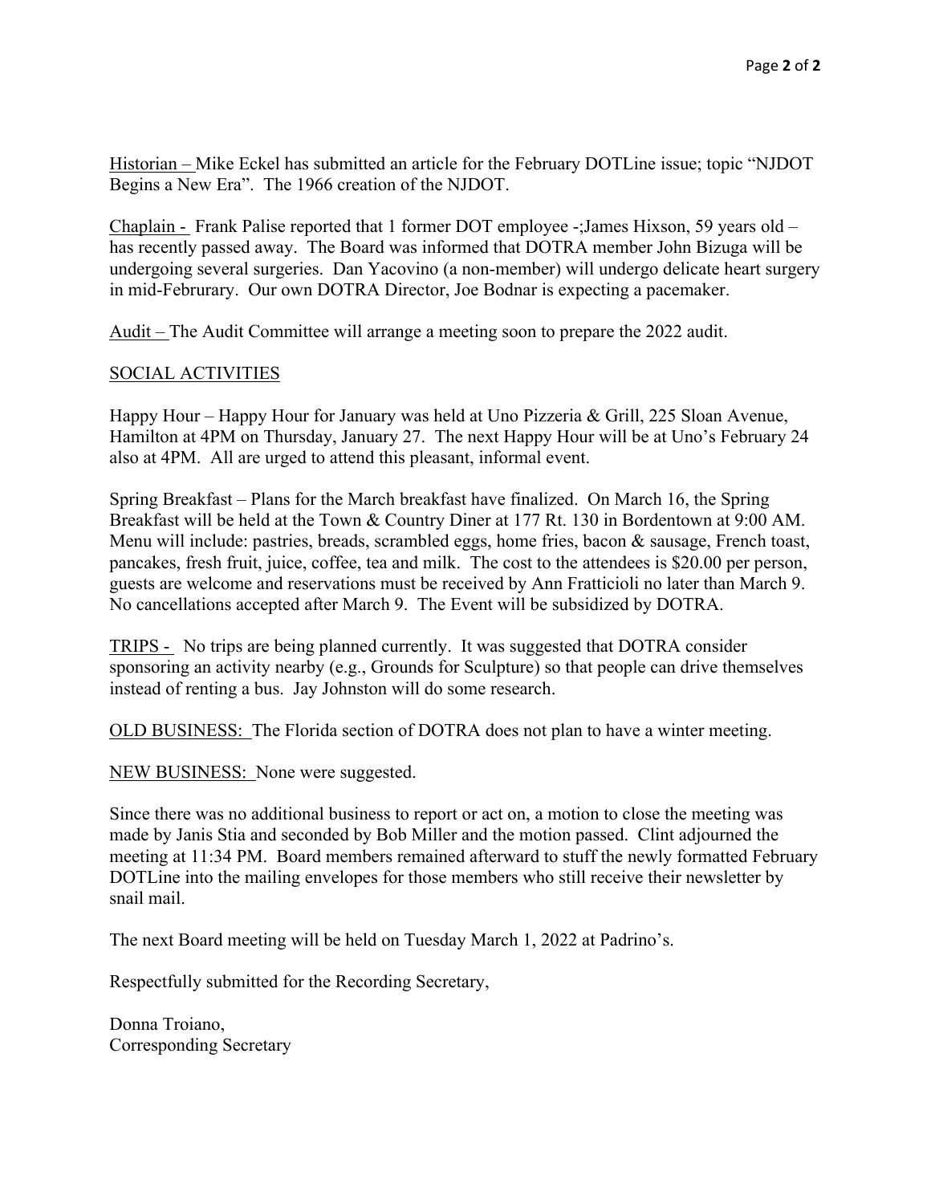Historian – Mike Eckel has submitted an article for the February DOTLine issue; topic "NJDOT Begins a New Era". The 1966 creation of the NJDOT.

Chaplain - Frank Palise reported that 1 former DOT employee -;James Hixson, 59 years old – has recently passed away. The Board was informed that DOTRA member John Bizuga will be undergoing several surgeries. Dan Yacovino (a non-member) will undergo delicate heart surgery in mid-Februrary. Our own DOTRA Director, Joe Bodnar is expecting a pacemaker.

Audit – The Audit Committee will arrange a meeting soon to prepare the 2022 audit.

SOCIAL ACTIVITIES

Happy Hour – Happy Hour for January was held at Uno Pizzeria & Grill, 225 Sloan Avenue, Hamilton at 4PM on Thursday, January 27. The next Happy Hour will be at Uno's February 24 also at 4PM. All are urged to attend this pleasant, informal event.

Spring Breakfast – Plans for the March breakfast have finalized. On March 16, the Spring Breakfast will be held at the Town & Country Diner at 177 Rt. 130 in Bordentown at 9:00 AM. Menu will include: pastries, breads, scrambled eggs, home fries, bacon & sausage, French toast, pancakes, fresh fruit, juice, coffee, tea and milk. The cost to the attendees is $20.00 per person, guests are welcome and reservations must be received by Ann Fratticioli no later than March 9. No cancellations accepted after March 9. The Event will be subsidized by DOTRA.

TRIPS - No trips are being planned currently. It was suggested that DOTRA consider sponsoring an activity nearby (e.g., Grounds for Sculpture) so that people can drive themselves instead of renting a bus. Jay Johnston will do some research.

OLD BUSINESS: The Florida section of DOTRA does not plan to have a winter meeting.

NEW BUSINESS: None were suggested.

Since there was no additional business to report or act on, a motion to close the meeting was made by Janis Stia and seconded by Bob Miller and the motion passed. Clint adjourned the meeting at 11:34 PM. Board members remained afterward to stuff the newly formatted February DOTLine into the mailing envelopes for those members who still receive their newsletter by snail mail.

The next Board meeting will be held on Tuesday March 1, 2022 at Padrino's.

Respectfully submitted for the Recording Secretary,

Donna Troiano,
Corresponding Secretary